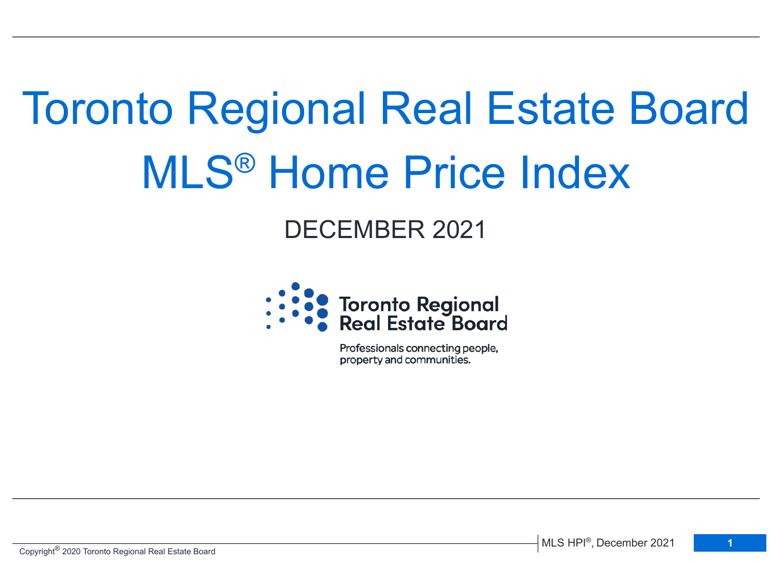# Toronto Regional Real Estate Board MLS® Home Price Index

## DECEMBER 2021

Toronto Regional Real Estate Board

Professionals connecting people, property and communities.

Copyright® 2020 Toronto Regional Real Estate Board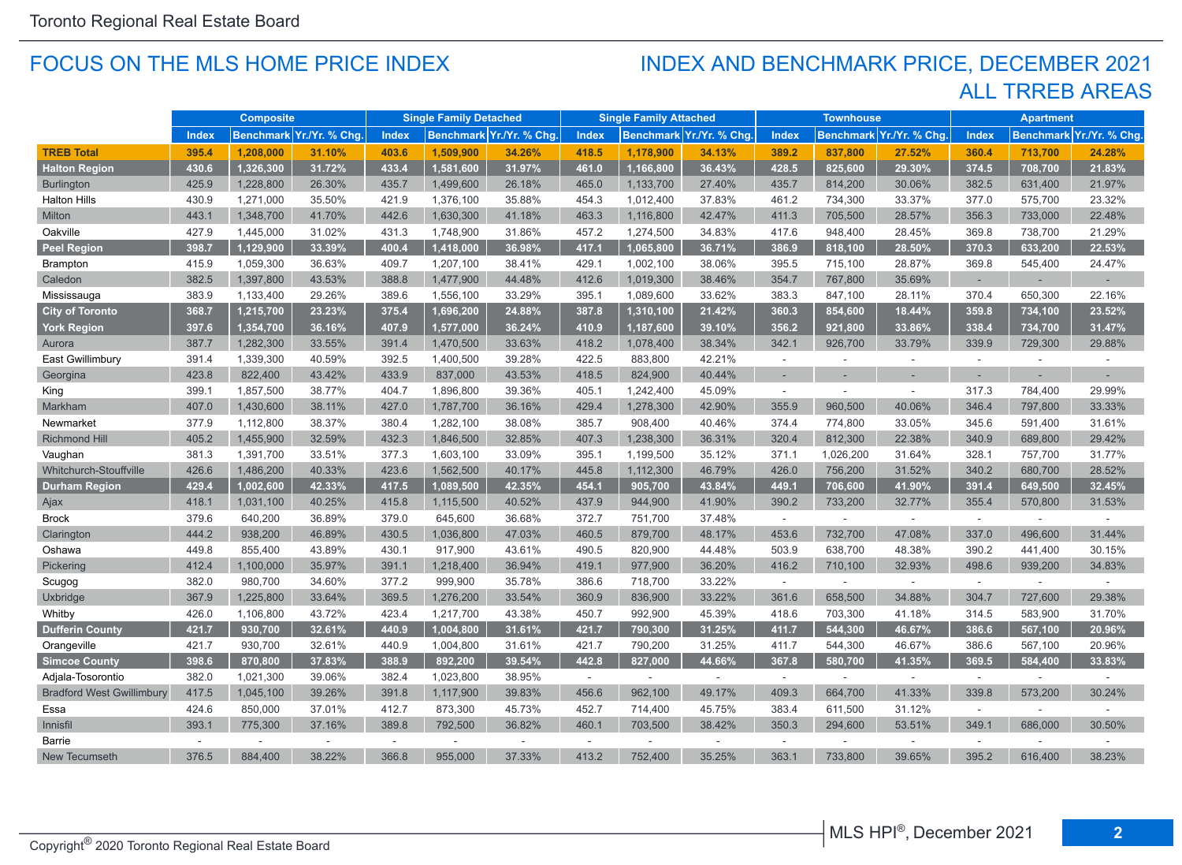Toronto Regional Real Estate Board

## FOCUS ON THE MLS HOME PRICE INDEX

## INDEX AND BENCHMARK PRICE, DECEMBER 2021
## ALL TRREB AREAS

| | Composite | | | Single Family Detached | | | Single Family Attached | | | Townhouse | | | Apartment | | |
|---|---|---|---|---|---|---|---|---|---|---|---|---|---|---|---|
| | Index | Benchmark | Yr./Yr. % Chg. | Index | Benchmark | Yr./Yr. % Chg. | Index | Benchmark | Yr./Yr. % Chg. | Index | Benchmark | Yr./Yr. % Chg. | Index | Benchmark | Yr./Yr. % Chg. |
| **TREB Total** | **395.4** | **1,208,000** | **31.10%** | **403.6** | **1,509,900** | **34.26%** | **418.5** | **1,178,900** | **34.13%** | **389.2** | **837,800** | **27.52%** | **360.4** | **713,700** | **24.28%** |
| **Halton Region** | **430.6** | **1,326,300** | **31.72%** | **433.4** | **1,581,600** | **31.97%** | **461.0** | **1,166,800** | **36.43%** | **428.5** | **825,600** | **29.30%** | **374.5** | **708,700** | **21.83%** |
| Burlington | 425.9 | 1,228,800 | 26.30% | 435.7 | 1,499,600 | 26.18% | 465.0 | 1,133,700 | 27.40% | 435.7 | 814,200 | 30.06% | 382.5 | 631,400 | 21.97% |
| Halton Hills | 430.9 | 1,271,000 | 35.50% | 421.9 | 1,376,100 | 35.88% | 454.3 | 1,012,400 | 37.83% | 461.2 | 734,300 | 33.37% | 377.0 | 575,700 | 23.32% |
| Milton | 443.1 | 1,348,700 | 41.70% | 442.6 | 1,630,300 | 41.18% | 463.3 | 1,116,800 | 42.47% | 411.3 | 705,500 | 28.57% | 356.3 | 733,000 | 22.48% |
| Oakville | 427.9 | 1,445,000 | 31.02% | 431.3 | 1,748,900 | 31.86% | 457.2 | 1,274,500 | 34.83% | 417.6 | 948,400 | 28.45% | 369.8 | 738,700 | 21.29% |
| **Peel Region** | **398.7** | **1,129,900** | **33.39%** | **400.4** | **1,418,000** | **36.98%** | **417.1** | **1,065,800** | **36.71%** | **386.9** | **818,100** | **28.50%** | **370.3** | **633,200** | **22.53%** |
| Brampton | 415.9 | 1,059,300 | 36.63% | 409.7 | 1,207,100 | 38.41% | 429.1 | 1,002,100 | 38.06% | 395.5 | 715,100 | 28.87% | 369.8 | 545,400 | 24.47% |
| Caledon | 382.5 | 1,397,800 | 43.53% | 388.8 | 1,477,900 | 44.48% | 412.6 | 1,019,300 | 38.46% | 354.7 | 767,800 | 35.69% | - | - | - |
| Mississauga | 383.9 | 1,133,400 | 29.26% | 389.6 | 1,556,100 | 33.29% | 395.1 | 1,089,600 | 33.62% | 383.3 | 847,100 | 28.11% | 370.4 | 650,300 | 22.16% |
| **City of Toronto** | **368.7** | **1,215,700** | **23.23%** | **375.4** | **1,696,200** | **24.88%** | **387.8** | **1,310,100** | **21.42%** | **360.3** | **854,600** | **18.44%** | **359.8** | **734,100** | **23.52%** |
| **York Region** | **397.6** | **1,354,700** | **36.16%** | **407.9** | **1,577,000** | **36.24%** | **410.9** | **1,187,600** | **39.10%** | **356.2** | **921,800** | **33.86%** | **338.4** | **734,700** | **31.47%** |
| Aurora | 387.7 | 1,282,300 | 33.55% | 391.4 | 1,470,500 | 33.63% | 418.2 | 1,078,400 | 38.34% | 342.1 | 926,700 | 33.79% | 339.9 | 729,300 | 29.88% |
| East Gwillimbury | 391.4 | 1,339,300 | 40.59% | 392.5 | 1,400,500 | 39.28% | 422.5 | 883,800 | 42.21% | - | - | - | - | - | - |
| Georgina | 423.8 | 822,400 | 43.42% | 433.9 | 837,000 | 43.53% | 418.5 | 824,900 | 40.44% | - | - | - | - | - | - |
| King | 399.1 | 1,857,500 | 38.77% | 404.7 | 1,896,800 | 39.36% | 405.1 | 1,242,400 | 45.09% | - | - | - | 317.3 | 784,400 | 29.99% |
| Markham | 407.0 | 1,430,600 | 38.11% | 427.0 | 1,787,700 | 36.16% | 429.4 | 1,278,300 | 42.90% | 355.9 | 960,500 | 40.06% | 346.4 | 797,800 | 33.33% |
| Newmarket | 377.9 | 1,112,800 | 38.37% | 380.4 | 1,282,100 | 38.08% | 385.7 | 908,400 | 40.46% | 374.4 | 774,800 | 33.05% | 345.6 | 591,400 | 31.61% |
| Richmond Hill | 405.2 | 1,455,900 | 32.59% | 432.3 | 1,846,500 | 32.85% | 407.3 | 1,238,300 | 36.31% | 320.4 | 812,300 | 22.38% | 340.9 | 689,800 | 29.42% |
| Vaughan | 381.3 | 1,391,700 | 33.51% | 377.3 | 1,603,100 | 33.09% | 395.1 | 1,199,500 | 35.12% | 371.1 | 1,026,200 | 31.64% | 328.1 | 757,700 | 31.77% |
| Whitchurch-Stouffville | 426.6 | 1,486,200 | 40.33% | 423.6 | 1,562,500 | 40.17% | 445.8 | 1,112,300 | 46.79% | 426.0 | 756,200 | 31.52% | 340.2 | 680,700 | 28.52% |
| **Durham Region** | **429.4** | **1,002,600** | **42.33%** | **417.5** | **1,089,500** | **42.35%** | **454.1** | **905,700** | **43.84%** | **449.1** | **706,600** | **41.90%** | **391.4** | **649,500** | **32.45%** |
| Ajax | 418.1 | 1,031,100 | 40.25% | 415.8 | 1,115,500 | 40.52% | 437.9 | 944,900 | 41.90% | 390.2 | 733,200 | 32.77% | 355.4 | 570,800 | 31.53% |
| Brock | 379.6 | 640,200 | 36.89% | 379.0 | 645,600 | 36.68% | 372.7 | 751,700 | 37.48% | - | - | - | - | - | - |
| Clarington | 444.2 | 938,200 | 46.89% | 430.5 | 1,036,800 | 47.03% | 460.5 | 879,700 | 48.17% | 453.6 | 732,700 | 47.08% | 337.0 | 496,600 | 31.44% |
| Oshawa | 449.8 | 855,400 | 43.89% | 430.1 | 917,900 | 43.61% | 490.5 | 820,900 | 44.48% | 503.9 | 638,700 | 48.38% | 390.2 | 441,400 | 30.15% |
| Pickering | 412.4 | 1,100,000 | 35.97% | 391.1 | 1,218,400 | 36.94% | 419.1 | 977,900 | 36.20% | 416.2 | 710,100 | 32.93% | 498.6 | 939,200 | 34.83% |
| Scugog | 382.0 | 980,700 | 34.60% | 377.2 | 999,900 | 35.78% | 386.6 | 718,700 | 33.22% | - | - | - | - | - | - |
| Uxbridge | 367.9 | 1,225,800 | 33.64% | 369.5 | 1,276,200 | 33.54% | 360.9 | 836,900 | 33.22% | 361.6 | 658,500 | 34.88% | 304.7 | 727,600 | 29.38% |
| Whitby | 426.0 | 1,106,800 | 43.72% | 423.4 | 1,217,700 | 43.38% | 450.7 | 992,900 | 45.39% | 418.6 | 703,300 | 41.18% | 314.5 | 583,900 | 31.70% |
| **Dufferin County** | **421.7** | **930,700** | **32.61%** | **440.9** | **1,004,800** | **31.61%** | **421.7** | **790,300** | **31.25%** | **411.7** | **544,300** | **46.67%** | **386.6** | **567,100** | **20.96%** |
| Orangeville | 421.7 | 930,700 | 32.61% | 440.9 | 1,004,800 | 31.61% | 421.7 | 790,200 | 31.25% | 411.7 | 544,300 | 46.67% | 386.6 | 567,100 | 20.96% |
| **Simcoe County** | **398.6** | **870,800** | **37.83%** | **388.9** | **892,200** | **39.54%** | **442.8** | **827,000** | **44.66%** | **367.8** | **580,700** | **41.35%** | **369.5** | **584,400** | **33.83%** |
| Adjala-Tosorontio | 382.0 | 1,021,300 | 39.06% | 382.4 | 1,023,800 | 38.95% | - | - | - | - | - | - | - | - | - |
| Bradford West Gwillimbury | 417.5 | 1,045,100 | 39.26% | 391.8 | 1,117,900 | 39.83% | 456.6 | 962,100 | 49.17% | 409.3 | 664,700 | 41.33% | 339.8 | 573,200 | 30.24% |
| Essa | 424.6 | 850,000 | 37.01% | 412.7 | 873,300 | 45.73% | 452.7 | 714,400 | 45.75% | 383.4 | 611,500 | 31.12% | - | - | - |
| Innisfil | 393.1 | 775,300 | 37.16% | 389.8 | 792,500 | 36.82% | 460.1 | 703,500 | 38.42% | 350.3 | 294,600 | 53.51% | 349.1 | 686,000 | 30.50% |
| Barrie | - | - | - | - | - | - | - | - | - | - | - | - | - | - | - |
| New Tecumseth | 376.5 | 884,400 | 38.22% | 366.8 | 955,000 | 37.33% | 413.2 | 752,400 | 35.25% | 363.1 | 733,800 | 39.65% | 395.2 | 616,400 | 38.23% |

Copyright® 2020 Toronto Regional Real Estate Board

MLS HPI®, December 2021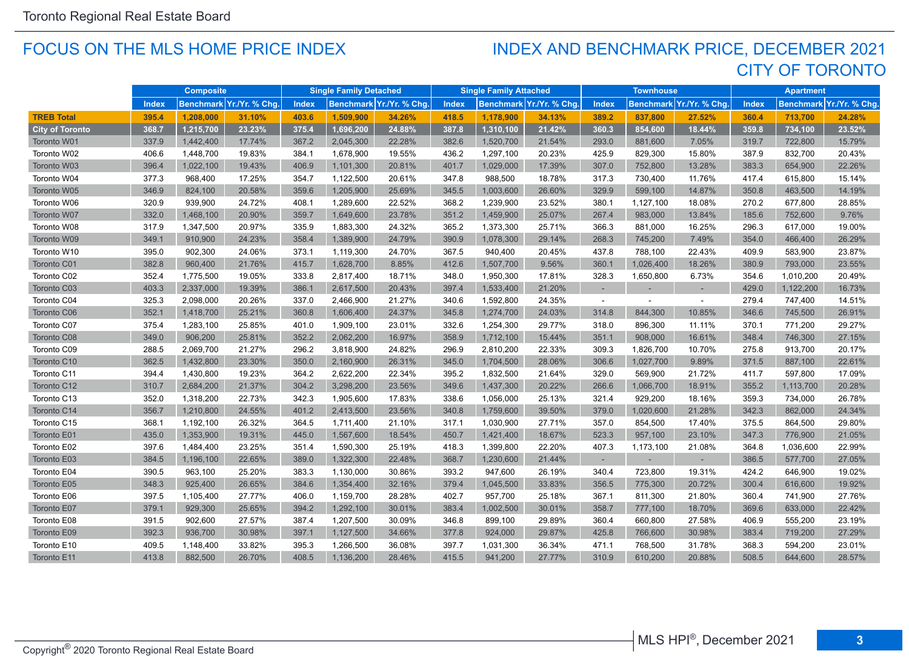Toronto Regional Real Estate Board

## FOCUS ON THE MLS HOME PRICE INDEX

## INDEX AND BENCHMARK PRICE, DECEMBER 2021 CITY OF TORONTO

| | Composite | | | Single Family Detached | | | Single Family Attached | | | Townhouse | | | Apartment | | |
|---|---|---|---|---|---|---|---|---|---|---|---|---|---|---|---|
| | Index | Benchmark | Yr./Yr. % Chg. | Index | Benchmark | Yr./Yr. % Chg. | Index | Benchmark | Yr./Yr. % Chg. | Index | Benchmark | Yr./Yr. % Chg. | Index | Benchmark | Yr./Yr. % Chg. |
| **TREB Total** | **395.4** | **1,208,000** | **31.10%** | **403.6** | **1,509,900** | **34.26%** | **418.5** | **1,178,900** | **34.13%** | **389.2** | **837,800** | **27.52%** | **360.4** | **713,700** | **24.28%** |
| **City of Toronto** | **368.7** | **1,215,700** | **23.23%** | **375.4** | **1,696,200** | **24.88%** | **387.8** | **1,310,100** | **21.42%** | **360.3** | **854,600** | **18.44%** | **359.8** | **734,100** | **23.52%** |
| Toronto W01 | 337.9 | 1,442,400 | 17.74% | 367.2 | 2,045,300 | 22.28% | 382.6 | 1,520,700 | 21.54% | 293.0 | 881,600 | 7.05% | 319.7 | 722,800 | 15.79% |
| Toronto W02 | 406.6 | 1,448,700 | 19.83% | 384.1 | 1,678,900 | 19.55% | 436.2 | 1,297,100 | 20.23% | 425.9 | 829,300 | 15.80% | 387.9 | 832,700 | 20.43% |
| Toronto W03 | 396.4 | 1,022,100 | 19.43% | 406.9 | 1,101,300 | 20.81% | 401.7 | 1,029,000 | 17.39% | 307.0 | 752,800 | 13.28% | 383.3 | 654,900 | 22.26% |
| Toronto W04 | 377.3 | 968,400 | 17.25% | 354.7 | 1,122,500 | 20.61% | 347.8 | 988,500 | 18.78% | 317.3 | 730,400 | 11.76% | 417.4 | 615,800 | 15.14% |
| Toronto W05 | 346.9 | 824,100 | 20.58% | 359.6 | 1,205,900 | 25.69% | 345.5 | 1,003,600 | 26.60% | 329.9 | 599,100 | 14.87% | 350.8 | 463,500 | 14.19% |
| Toronto W06 | 320.9 | 939,900 | 24.72% | 408.1 | 1,289,600 | 22.52% | 368.2 | 1,239,900 | 23.52% | 380.1 | 1,127,100 | 18.08% | 270.2 | 677,800 | 28.85% |
| Toronto W07 | 332.0 | 1,468,100 | 20.90% | 359.7 | 1,649,600 | 23.78% | 351.2 | 1,459,900 | 25.07% | 267.4 | 983,000 | 13.84% | 185.6 | 752,600 | 9.76% |
| Toronto W08 | 317.9 | 1,347,500 | 20.97% | 335.9 | 1,883,300 | 24.32% | 365.2 | 1,373,300 | 25.71% | 366.3 | 881,000 | 16.25% | 296.3 | 617,000 | 19.00% |
| Toronto W09 | 349.1 | 910,900 | 24.23% | 358.4 | 1,389,900 | 24.79% | 390.9 | 1,078,300 | 29.14% | 268.3 | 745,200 | 7.49% | 354.0 | 466,400 | 26.29% |
| Toronto W10 | 395.0 | 902,300 | 24.06% | 373.1 | 1,119,300 | 24.70% | 367.5 | 940,400 | 20.45% | 437.8 | 788,100 | 22.43% | 409.9 | 583,900 | 23.87% |
| Toronto C01 | 382.8 | 960,400 | 21.76% | 415.7 | 1,628,700 | 8.85% | 412.6 | 1,507,700 | 9.56% | 360.1 | 1,026,400 | 18.26% | 380.9 | 793,000 | 23.55% |
| Toronto C02 | 352.4 | 1,775,500 | 19.05% | 333.8 | 2,817,400 | 18.71% | 348.0 | 1,950,300 | 17.81% | 328.3 | 1,650,800 | 6.73% | 354.6 | 1,010,200 | 20.49% |
| Toronto C03 | 403.3 | 2,337,000 | 19.39% | 386.1 | 2,617,500 | 20.43% | 397.4 | 1,533,400 | 21.20% | - | - | - | 429.0 | 1,122,200 | 16.73% |
| Toronto C04 | 325.3 | 2,098,000 | 20.26% | 337.0 | 2,466,900 | 21.27% | 340.6 | 1,592,800 | 24.35% | - | - | - | 279.4 | 747,400 | 14.51% |
| Toronto C06 | 352.1 | 1,418,700 | 25.21% | 360.8 | 1,606,400 | 24.37% | 345.8 | 1,274,700 | 24.03% | 314.8 | 844,300 | 10.85% | 346.6 | 745,500 | 26.91% |
| Toronto C07 | 375.4 | 1,283,100 | 25.85% | 401.0 | 1,909,100 | 23.01% | 332.6 | 1,254,300 | 29.77% | 318.0 | 896,300 | 11.11% | 370.1 | 771,200 | 29.27% |
| Toronto C08 | 349.0 | 906,200 | 25.81% | 352.2 | 2,062,200 | 16.97% | 358.9 | 1,712,100 | 15.44% | 351.1 | 908,000 | 16.61% | 348.4 | 746,300 | 27.15% |
| Toronto C09 | 288.5 | 2,069,700 | 21.27% | 296.2 | 3,818,900 | 24.82% | 296.9 | 2,810,200 | 22.33% | 309.3 | 1,826,700 | 10.70% | 275.8 | 913,700 | 20.17% |
| Toronto C10 | 362.5 | 1,432,800 | 23.30% | 350.0 | 2,160,900 | 26.31% | 345.0 | 1,704,500 | 28.06% | 306.6 | 1,027,700 | 9.89% | 371.5 | 887,100 | 22.61% |
| Toronto C11 | 394.4 | 1,430,800 | 19.23% | 364.2 | 2,622,200 | 22.34% | 395.2 | 1,832,500 | 21.64% | 329.0 | 569,900 | 21.72% | 411.7 | 597,800 | 17.09% |
| Toronto C12 | 310.7 | 2,684,200 | 21.37% | 304.2 | 3,298,200 | 23.56% | 349.6 | 1,437,300 | 20.22% | 266.6 | 1,066,700 | 18.91% | 355.2 | 1,113,700 | 20.28% |
| Toronto C13 | 352.0 | 1,318,200 | 22.73% | 342.3 | 1,905,600 | 17.83% | 338.6 | 1,056,000 | 25.13% | 321.4 | 929,200 | 18.16% | 359.3 | 734,000 | 26.78% |
| Toronto C14 | 356.7 | 1,210,800 | 24.55% | 401.2 | 2,413,500 | 23.56% | 340.8 | 1,759,600 | 39.50% | 379.0 | 1,020,600 | 21.28% | 342.3 | 862,000 | 24.34% |
| Toronto C15 | 368.1 | 1,192,100 | 26.32% | 364.5 | 1,711,400 | 21.10% | 317.1 | 1,030,900 | 27.71% | 357.0 | 854,500 | 17.40% | 375.5 | 864,500 | 29.80% |
| Toronto E01 | 435.0 | 1,353,900 | 19.31% | 445.0 | 1,567,600 | 18.54% | 450.7 | 1,421,400 | 18.67% | 523.3 | 957,100 | 23.10% | 347.3 | 776,900 | 21.05% |
| Toronto E02 | 397.6 | 1,484,400 | 23.25% | 351.4 | 1,590,300 | 25.19% | 418.3 | 1,399,800 | 22.20% | 407.3 | 1,173,100 | 21.08% | 364.8 | 1,036,600 | 22.99% |
| Toronto E03 | 384.5 | 1,196,100 | 22.65% | 389.0 | 1,322,300 | 22.48% | 368.7 | 1,230,600 | 21.44% | - | - | - | 386.5 | 577,700 | 27.05% |
| Toronto E04 | 390.5 | 963,100 | 25.20% | 383.3 | 1,130,000 | 30.86% | 393.2 | 947,600 | 26.19% | 340.4 | 723,800 | 19.31% | 424.2 | 646,900 | 19.02% |
| Toronto E05 | 348.3 | 925,400 | 26.65% | 384.6 | 1,354,400 | 32.16% | 379.4 | 1,045,500 | 33.83% | 356.5 | 775,300 | 20.72% | 300.4 | 616,600 | 19.92% |
| Toronto E06 | 397.5 | 1,105,400 | 27.77% | 406.0 | 1,159,700 | 28.28% | 402.7 | 957,700 | 25.18% | 367.1 | 811,300 | 21.80% | 360.4 | 741,900 | 27.76% |
| Toronto E07 | 379.1 | 929,300 | 25.65% | 394.2 | 1,292,100 | 30.01% | 383.4 | 1,002,500 | 30.01% | 358.7 | 777,100 | 18.70% | 369.6 | 633,000 | 22.42% |
| Toronto E08 | 391.5 | 902,600 | 27.57% | 387.4 | 1,207,500 | 30.09% | 346.8 | 899,100 | 29.89% | 360.4 | 660,800 | 27.58% | 406.9 | 555,200 | 23.19% |
| Toronto E09 | 392.3 | 936,700 | 30.98% | 397.1 | 1,127,500 | 34.66% | 377.8 | 924,000 | 29.87% | 425.8 | 766,600 | 30.98% | 383.4 | 719,200 | 27.29% |
| Toronto E10 | 409.5 | 1,148,400 | 33.82% | 395.3 | 1,266,500 | 36.08% | 397.7 | 1,031,300 | 36.34% | 471.1 | 768,500 | 31.78% | 368.3 | 594,200 | 23.01% |
| Toronto E11 | 413.8 | 882,500 | 26.70% | 408.5 | 1,136,200 | 28.46% | 415.5 | 941,200 | 27.77% | 310.9 | 610,200 | 20.88% | 508.5 | 644,600 | 28.57% |

Copyright® 2020 Toronto Regional Real Estate Board

MLS HPI®, December 2021